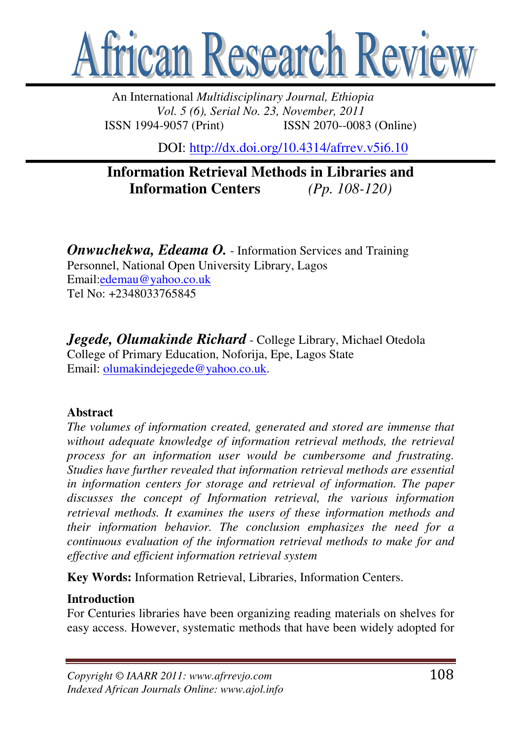# African Research Review

An International *Multidisciplinary Journal, Ethiopia*
*Vol. 5 (6), Serial No. 23, November, 2011*
ISSN 1994-9057 (Print) ISSN 2070--0083 (Online)

DOI: http://dx.doi.org/10.4314/afrrev.v5i6.10

## Information Retrieval Methods in Libraries and Information Centers *(Pp. 108-120)*

***Onwuchekwa, Edeama O.*** - Information Services and Training Personnel, National Open University Library, Lagos
Email:edemau@yahoo.co.uk
Tel No: +2348033765845

***Jegede, Olumakinde Richard*** - College Library, Michael Otedola College of Primary Education, Noforija, Epe, Lagos State
Email: olumakindejegede@yahoo.co.uk.

### Abstract

*The volumes of information created, generated and stored are immense that without adequate knowledge of information retrieval methods, the retrieval process for an information user would be cumbersome and frustrating. Studies have further revealed that information retrieval methods are essential in information centers for storage and retrieval of information. The paper discusses the concept of Information retrieval, the various information retrieval methods. It examines the users of these information methods and their information behavior. The conclusion emphasizes the need for a continuous evaluation of the information retrieval methods to make for and effective and efficient information retrieval system*

**Key Words:** Information Retrieval, Libraries, Information Centers.

### Introduction

For Centuries libraries have been organizing reading materials on shelves for easy access. However, systematic methods that have been widely adopted for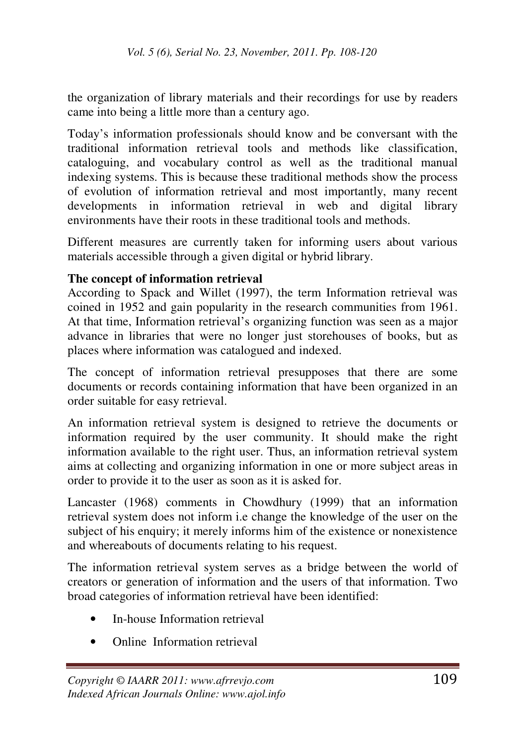the organization of library materials and their recordings for use by readers came into being a little more than a century ago.

Today's information professionals should know and be conversant with the traditional information retrieval tools and methods like classification, cataloguing, and vocabulary control as well as the traditional manual indexing systems. This is because these traditional methods show the process of evolution of information retrieval and most importantly, many recent developments in information retrieval in web and digital library environments have their roots in these traditional tools and methods.

Different measures are currently taken for informing users about various materials accessible through a given digital or hybrid library.

**The concept of information retrieval**

According to Spack and Willet (1997), the term Information retrieval was coined in 1952 and gain popularity in the research communities from 1961. At that time, Information retrieval's organizing function was seen as a major advance in libraries that were no longer just storehouses of books, but as places where information was catalogued and indexed.

The concept of information retrieval presupposes that there are some documents or records containing information that have been organized in an order suitable for easy retrieval.

An information retrieval system is designed to retrieve the documents or information required by the user community. It should make the right information available to the right user. Thus, an information retrieval system aims at collecting and organizing information in one or more subject areas in order to provide it to the user as soon as it is asked for.

Lancaster (1968) comments in Chowdhury (1999) that an information retrieval system does not inform i.e change the knowledge of the user on the subject of his enquiry; it merely informs him of the existence or nonexistence and whereabouts of documents relating to his request.

The information retrieval system serves as a bridge between the world of creators or generation of information and the users of that information. Two broad categories of information retrieval have been identified:

- In-house Information retrieval
- Online Information retrieval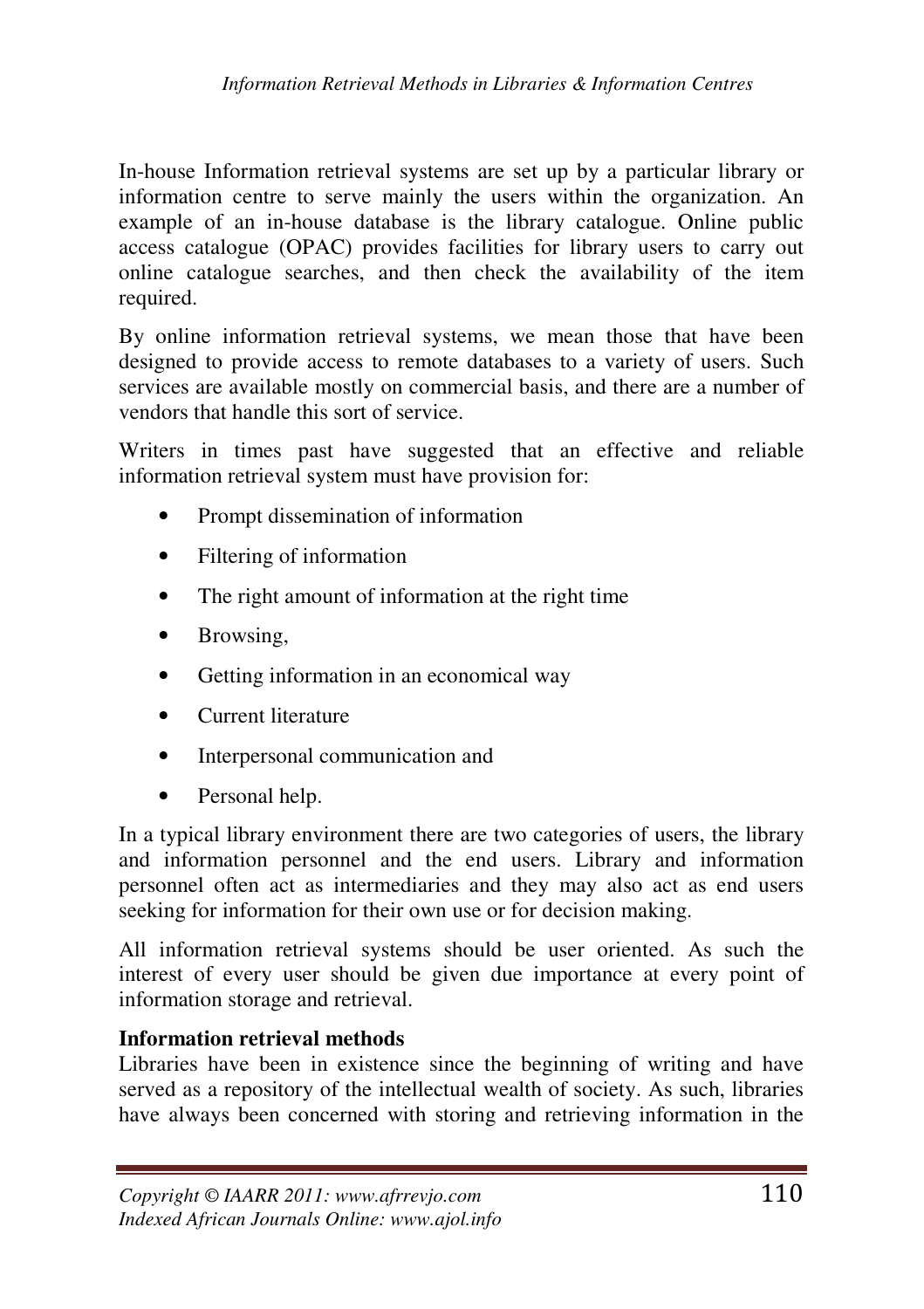In-house Information retrieval systems are set up by a particular library or information centre to serve mainly the users within the organization. An example of an in-house database is the library catalogue. Online public access catalogue (OPAC) provides facilities for library users to carry out online catalogue searches, and then check the availability of the item required.

By online information retrieval systems, we mean those that have been designed to provide access to remote databases to a variety of users. Such services are available mostly on commercial basis, and there are a number of vendors that handle this sort of service.

Writers in times past have suggested that an effective and reliable information retrieval system must have provision for:

- Prompt dissemination of information
- Filtering of information
- The right amount of information at the right time
- Browsing,
- Getting information in an economical way
- Current literature
- Interpersonal communication and
- Personal help.

In a typical library environment there are two categories of users, the library and information personnel and the end users. Library and information personnel often act as intermediaries and they may also act as end users seeking for information for their own use or for decision making.

All information retrieval systems should be user oriented. As such the interest of every user should be given due importance at every point of information storage and retrieval.

**Information retrieval methods**

Libraries have been in existence since the beginning of writing and have served as a repository of the intellectual wealth of society. As such, libraries have always been concerned with storing and retrieving information in the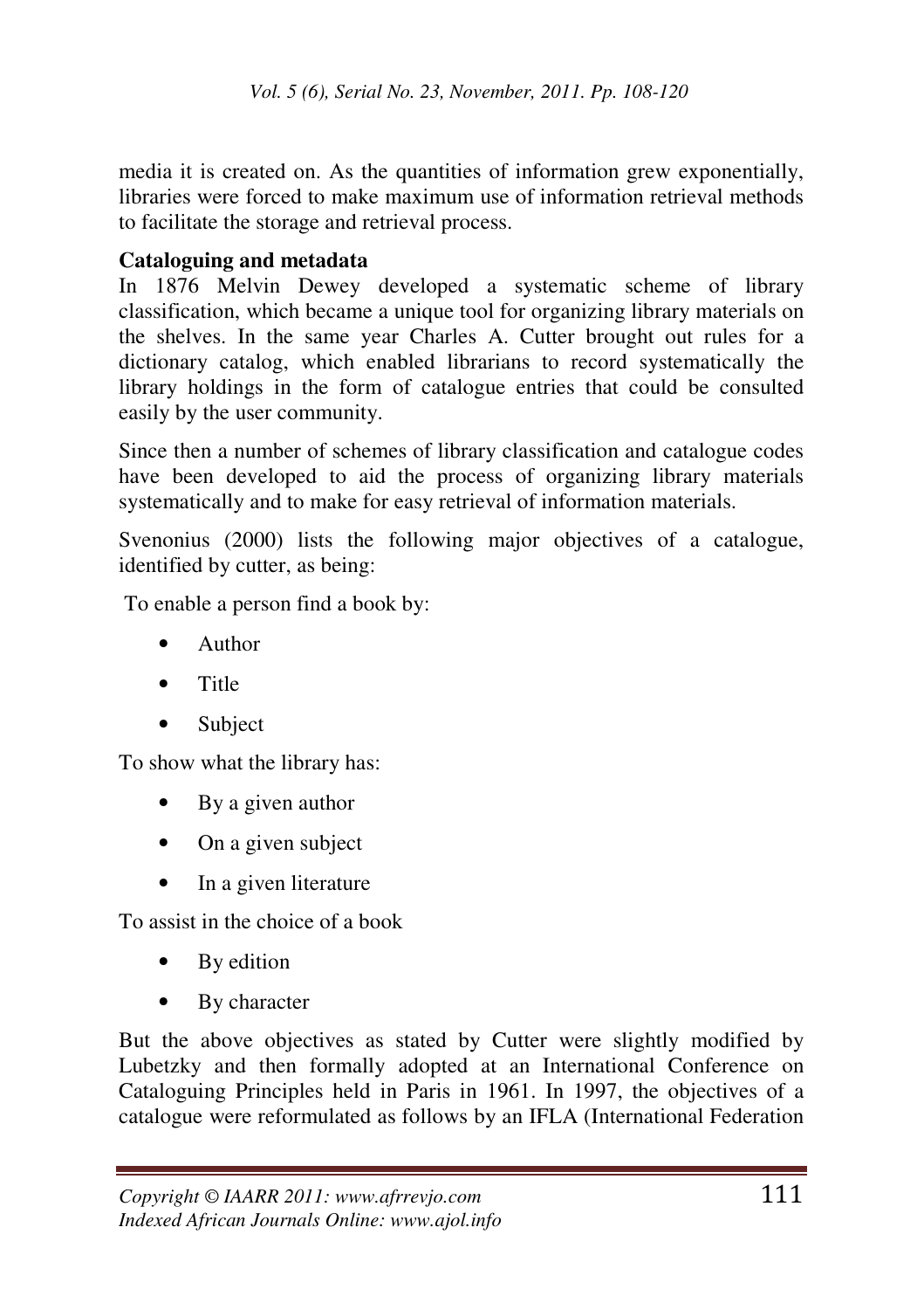media it is created on. As the quantities of information grew exponentially, libraries were forced to make maximum use of information retrieval methods to facilitate the storage and retrieval process.

**Cataloguing and metadata**

In 1876 Melvin Dewey developed a systematic scheme of library classification, which became a unique tool for organizing library materials on the shelves. In the same year Charles A. Cutter brought out rules for a dictionary catalog, which enabled librarians to record systematically the library holdings in the form of catalogue entries that could be consulted easily by the user community.

Since then a number of schemes of library classification and catalogue codes have been developed to aid the process of organizing library materials systematically and to make for easy retrieval of information materials.

Svenonius (2000) lists the following major objectives of a catalogue, identified by cutter, as being:

To enable a person find a book by:

- Author
- Title
- Subject

To show what the library has:

- By a given author
- On a given subject
- In a given literature

To assist in the choice of a book

- By edition
- By character

But the above objectives as stated by Cutter were slightly modified by Lubetzky and then formally adopted at an International Conference on Cataloguing Principles held in Paris in 1961. In 1997, the objectives of a catalogue were reformulated as follows by an IFLA (International Federation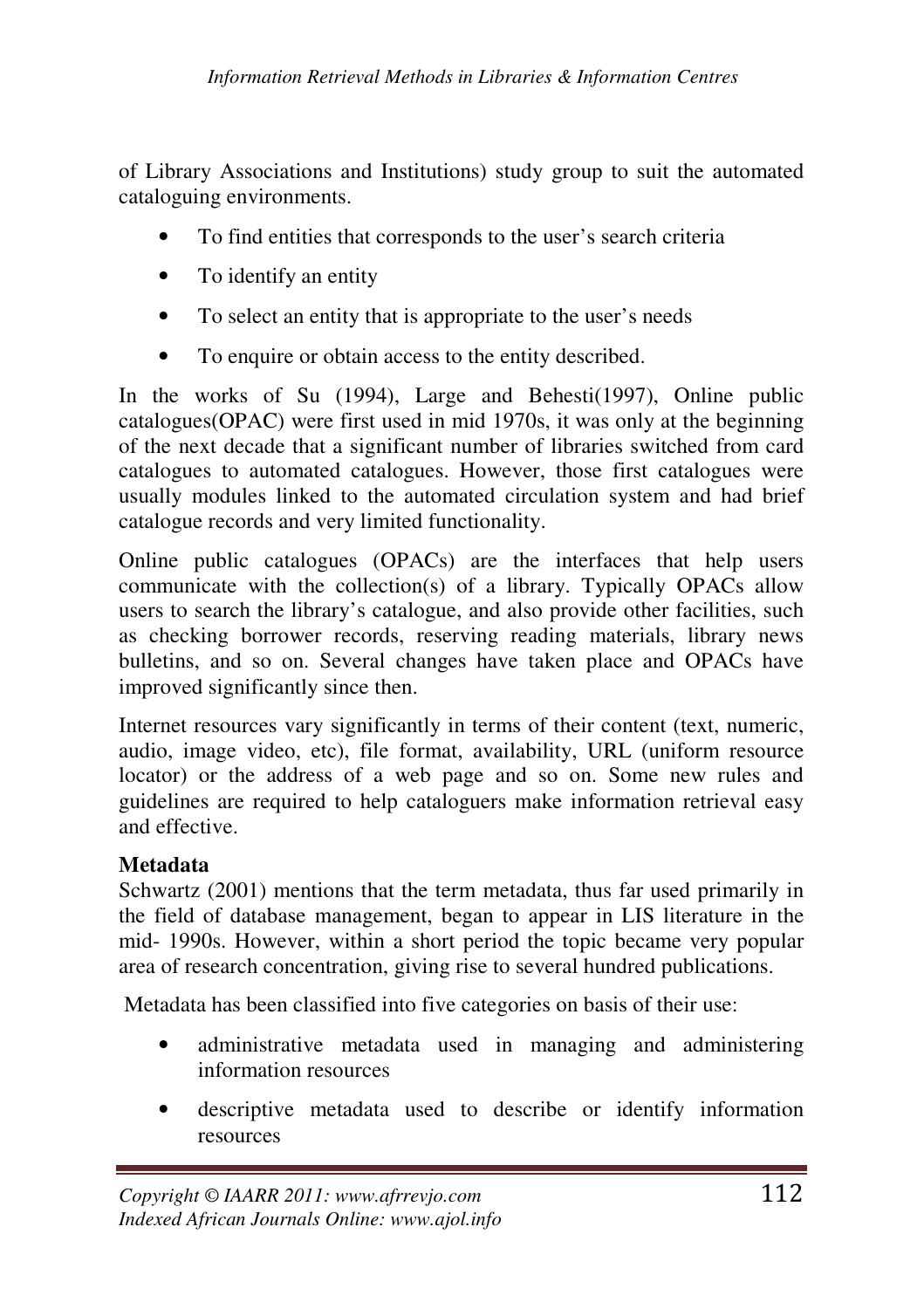of Library Associations and Institutions) study group to suit the automated cataloguing environments.

- To find entities that corresponds to the user's search criteria
- To identify an entity
- To select an entity that is appropriate to the user's needs
- To enquire or obtain access to the entity described.

In the works of Su (1994), Large and Behesti(1997), Online public catalogues(OPAC) were first used in mid 1970s, it was only at the beginning of the next decade that a significant number of libraries switched from card catalogues to automated catalogues. However, those first catalogues were usually modules linked to the automated circulation system and had brief catalogue records and very limited functionality.

Online public catalogues (OPACs) are the interfaces that help users communicate with the collection(s) of a library. Typically OPACs allow users to search the library's catalogue, and also provide other facilities, such as checking borrower records, reserving reading materials, library news bulletins, and so on. Several changes have taken place and OPACs have improved significantly since then.

Internet resources vary significantly in terms of their content (text, numeric, audio, image video, etc), file format, availability, URL (uniform resource locator) or the address of a web page and so on. Some new rules and guidelines are required to help cataloguers make information retrieval easy and effective.

**Metadata**

Schwartz (2001) mentions that the term metadata, thus far used primarily in the field of database management, began to appear in LIS literature in the mid- 1990s. However, within a short period the topic became very popular area of research concentration, giving rise to several hundred publications.

Metadata has been classified into five categories on basis of their use:

- administrative metadata used in managing and administering information resources
- descriptive metadata used to describe or identify information resources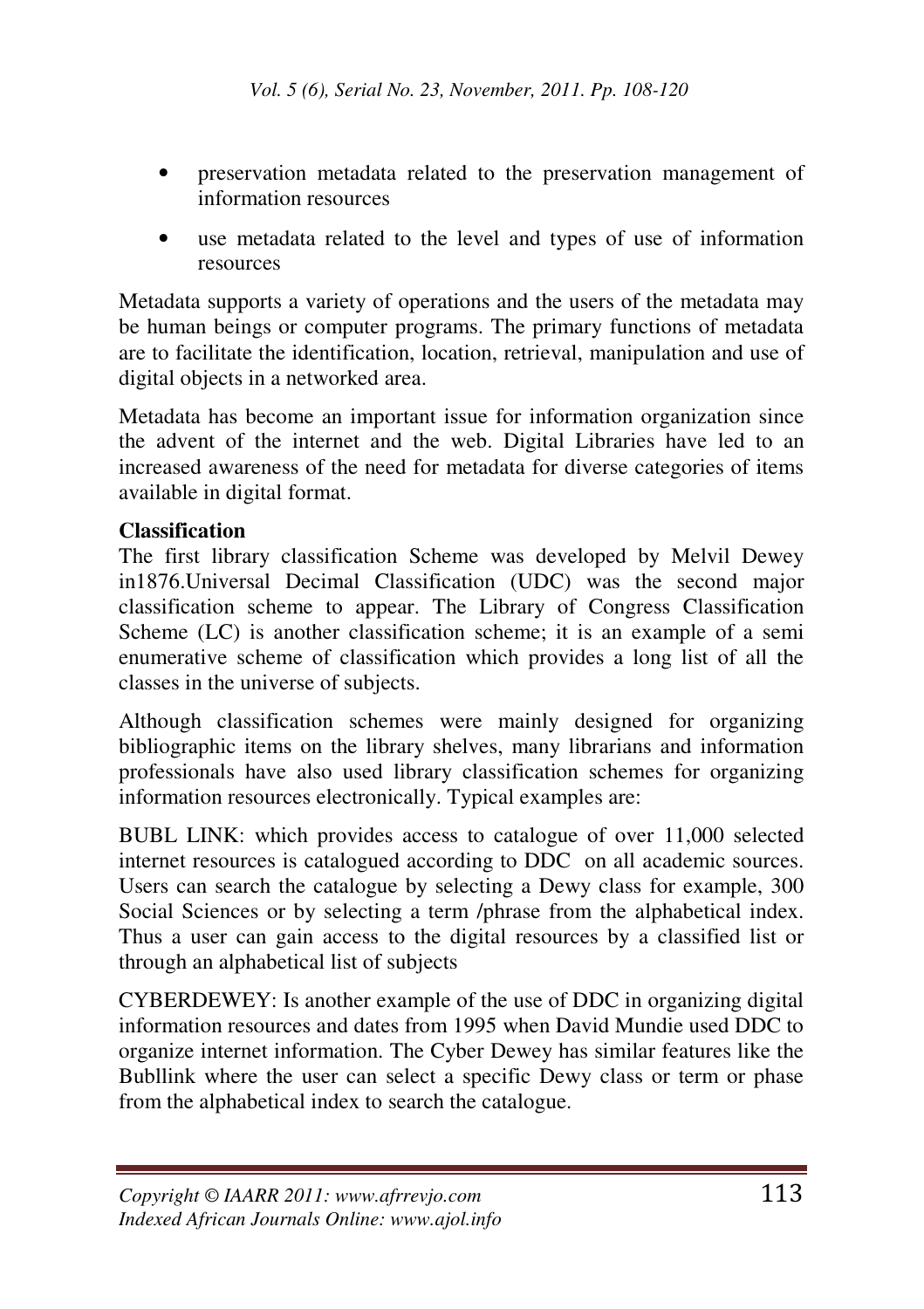- preservation metadata related to the preservation management of information resources
- use metadata related to the level and types of use of information resources

Metadata supports a variety of operations and the users of the metadata may be human beings or computer programs. The primary functions of metadata are to facilitate the identification, location, retrieval, manipulation and use of digital objects in a networked area.

Metadata has become an important issue for information organization since the advent of the internet and the web. Digital Libraries have led to an increased awareness of the need for metadata for diverse categories of items available in digital format.

**Classification**

The first library classification Scheme was developed by Melvil Dewey in1876.Universal Decimal Classification (UDC) was the second major classification scheme to appear. The Library of Congress Classification Scheme (LC) is another classification scheme; it is an example of a semi enumerative scheme of classification which provides a long list of all the classes in the universe of subjects.

Although classification schemes were mainly designed for organizing bibliographic items on the library shelves, many librarians and information professionals have also used library classification schemes for organizing information resources electronically. Typical examples are:

BUBL LINK: which provides access to catalogue of over 11,000 selected internet resources is catalogued according to DDC on all academic sources. Users can search the catalogue by selecting a Dewey class for example, 300 Social Sciences or by selecting a term /phrase from the alphabetical index. Thus a user can gain access to the digital resources by a classified list or through an alphabetical list of subjects

CYBERDEWEY: Is another example of the use of DDC in organizing digital information resources and dates from 1995 when David Mundie used DDC to organize internet information. The Cyber Dewey has similar features like the Bubllink where the user can select a specific Dewey class or term or phase from the alphabetical index to search the catalogue.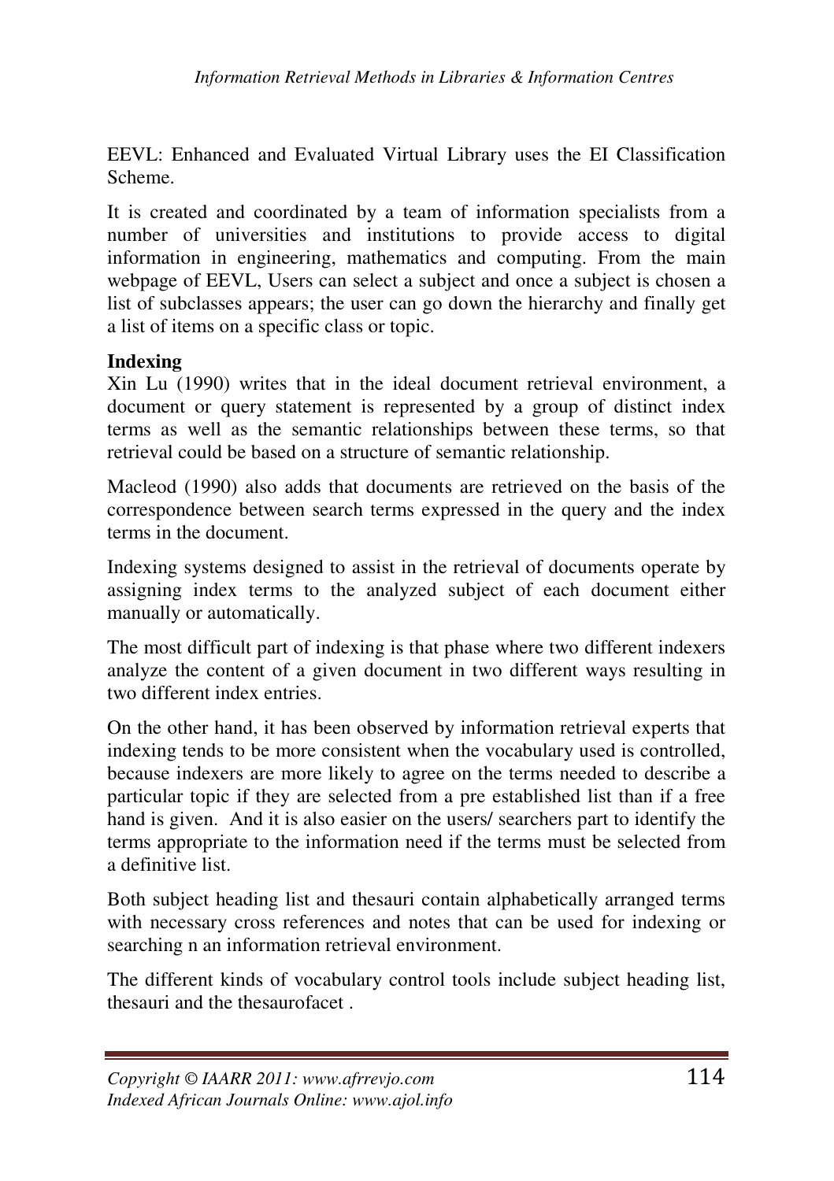EEVL: Enhanced and Evaluated Virtual Library uses the EI Classification Scheme.

It is created and coordinated by a team of information specialists from a number of universities and institutions to provide access to digital information in engineering, mathematics and computing. From the main webpage of EEVL, Users can select a subject and once a subject is chosen a list of subclasses appears; the user can go down the hierarchy and finally get a list of items on a specific class or topic.

**Indexing**

Xin Lu (1990) writes that in the ideal document retrieval environment, a document or query statement is represented by a group of distinct index terms as well as the semantic relationships between these terms, so that retrieval could be based on a structure of semantic relationship.

Macleod (1990) also adds that documents are retrieved on the basis of the correspondence between search terms expressed in the query and the index terms in the document.

Indexing systems designed to assist in the retrieval of documents operate by assigning index terms to the analyzed subject of each document either manually or automatically.

The most difficult part of indexing is that phase where two different indexers analyze the content of a given document in two different ways resulting in two different index entries.

On the other hand, it has been observed by information retrieval experts that indexing tends to be more consistent when the vocabulary used is controlled, because indexers are more likely to agree on the terms needed to describe a particular topic if they are selected from a pre established list than if a free hand is given. And it is also easier on the users/ searchers part to identify the terms appropriate to the information need if the terms must be selected from a definitive list.

Both subject heading list and thesauri contain alphabetically arranged terms with necessary cross references and notes that can be used for indexing or searching n an information retrieval environment.

The different kinds of vocabulary control tools include subject heading list, thesauri and the thesaurofacet .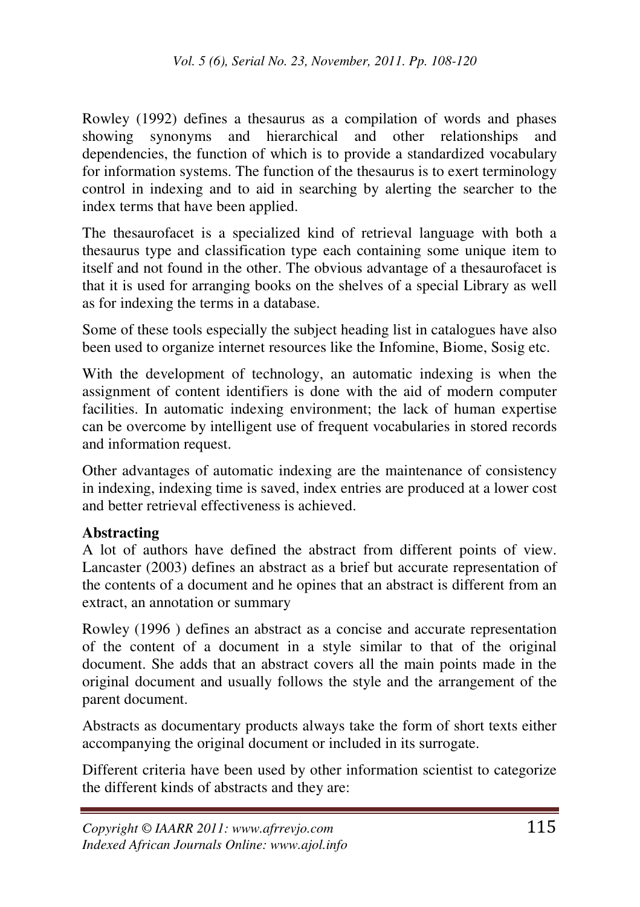Rowley (1992) defines a thesaurus as a compilation of words and phases showing synonyms and hierarchical and other relationships and dependencies, the function of which is to provide a standardized vocabulary for information systems. The function of the thesaurus is to exert terminology control in indexing and to aid in searching by alerting the searcher to the index terms that have been applied.

The thesaurofacet is a specialized kind of retrieval language with both a thesaurus type and classification type each containing some unique item to itself and not found in the other. The obvious advantage of a thesaurofacet is that it is used for arranging books on the shelves of a special Library as well as for indexing the terms in a database.

Some of these tools especially the subject heading list in catalogues have also been used to organize internet resources like the Infomine, Biome, Sosig etc.

With the development of technology, an automatic indexing is when the assignment of content identifiers is done with the aid of modern computer facilities. In automatic indexing environment; the lack of human expertise can be overcome by intelligent use of frequent vocabularies in stored records and information request.

Other advantages of automatic indexing are the maintenance of consistency in indexing, indexing time is saved, index entries are produced at a lower cost and better retrieval effectiveness is achieved.

**Abstracting**

A lot of authors have defined the abstract from different points of view. Lancaster (2003) defines an abstract as a brief but accurate representation of the contents of a document and he opines that an abstract is different from an extract, an annotation or summary

Rowley (1996 ) defines an abstract as a concise and accurate representation of the content of a document in a style similar to that of the original document. She adds that an abstract covers all the main points made in the original document and usually follows the style and the arrangement of the parent document.

Abstracts as documentary products always take the form of short texts either accompanying the original document or included in its surrogate.

Different criteria have been used by other information scientist to categorize the different kinds of abstracts and they are: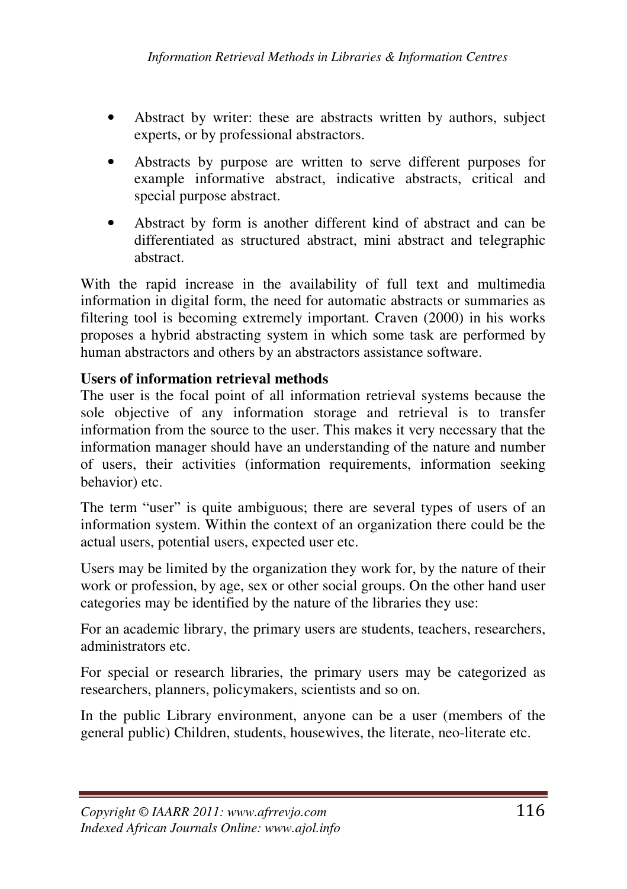- Abstract by writer: these are abstracts written by authors, subject experts, or by professional abstractors.
- Abstracts by purpose are written to serve different purposes for example informative abstract, indicative abstracts, critical and special purpose abstract.
- Abstract by form is another different kind of abstract and can be differentiated as structured abstract, mini abstract and telegraphic abstract.

With the rapid increase in the availability of full text and multimedia information in digital form, the need for automatic abstracts or summaries as filtering tool is becoming extremely important. Craven (2000) in his works proposes a hybrid abstracting system in which some task are performed by human abstractors and others by an abstractors assistance software.

**Users of information retrieval methods**

The user is the focal point of all information retrieval systems because the sole objective of any information storage and retrieval is to transfer information from the source to the user. This makes it very necessary that the information manager should have an understanding of the nature and number of users, their activities (information requirements, information seeking behavior) etc.

The term "user" is quite ambiguous; there are several types of users of an information system. Within the context of an organization there could be the actual users, potential users, expected user etc.

Users may be limited by the organization they work for, by the nature of their work or profession, by age, sex or other social groups. On the other hand user categories may be identified by the nature of the libraries they use:

For an academic library, the primary users are students, teachers, researchers, administrators etc.

For special or research libraries, the primary users may be categorized as researchers, planners, policymakers, scientists and so on.

In the public Library environment, anyone can be a user (members of the general public) Children, students, housewives, the literate, neo-literate etc.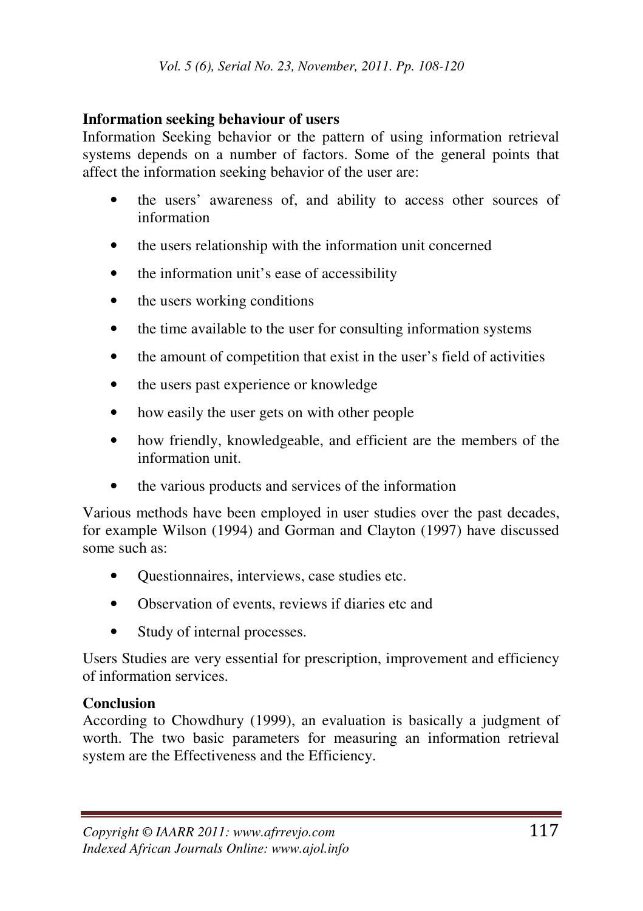**Information seeking behaviour of users**

Information Seeking behavior or the pattern of using information retrieval systems depends on a number of factors. Some of the general points that affect the information seeking behavior of the user are:

- the users' awareness of, and ability to access other sources of information
- the users relationship with the information unit concerned
- the information unit's ease of accessibility
- the users working conditions
- the time available to the user for consulting information systems
- the amount of competition that exist in the user's field of activities
- the users past experience or knowledge
- how easily the user gets on with other people
- how friendly, knowledgeable, and efficient are the members of the information unit.
- the various products and services of the information

Various methods have been employed in user studies over the past decades, for example Wilson (1994) and Gorman and Clayton (1997) have discussed some such as:

- Questionnaires, interviews, case studies etc.
- Observation of events, reviews if diaries etc and
- Study of internal processes.

Users Studies are very essential for prescription, improvement and efficiency of information services.

**Conclusion**

According to Chowdhury (1999), an evaluation is basically a judgment of worth. The two basic parameters for measuring an information retrieval system are the Effectiveness and the Efficiency.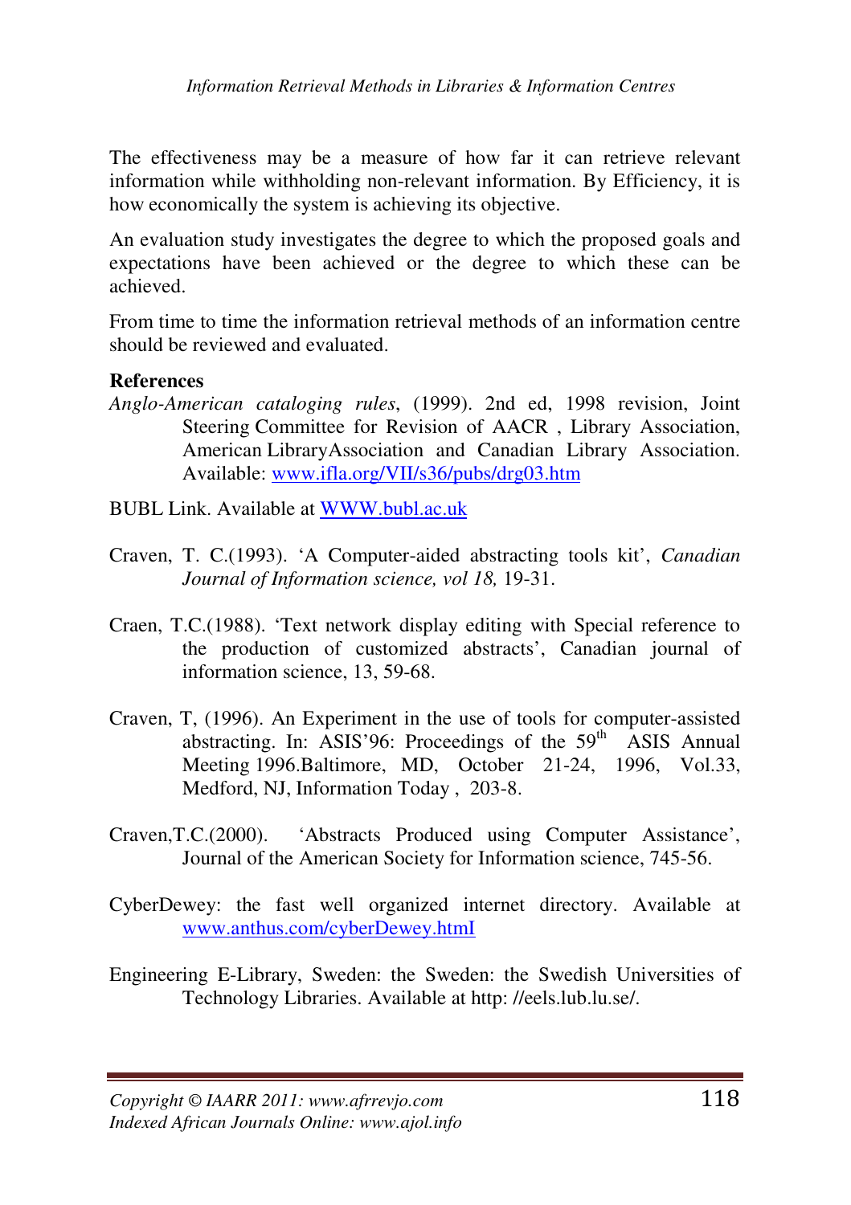The effectiveness may be a measure of how far it can retrieve relevant information while withholding non-relevant information. By Efficiency, it is how economically the system is achieving its objective.

An evaluation study investigates the degree to which the proposed goals and expectations have been achieved or the degree to which these can be achieved.

From time to time the information retrieval methods of an information centre should be reviewed and evaluated.

**References**

*Anglo-American cataloging rules*, (1999). 2nd ed, 1998 revision, Joint Steering Committee for Revision of AACR , Library Association, American LibraryAssociation and Canadian Library Association. Available: www.ifla.org/VII/s36/pubs/drg03.htm

BUBL Link. Available at WWW.bubl.ac.uk

Craven, T. C.(1993). 'A Computer-aided abstracting tools kit', *Canadian Journal of Information science, vol 18,* 19-31.

Craen, T.C.(1988). 'Text network display editing with Special reference to the production of customized abstracts', Canadian journal of information science, 13, 59-68.

Craven, T, (1996). An Experiment in the use of tools for computer-assisted abstracting. In: ASIS'96: Proceedings of the 59th ASIS Annual Meeting 1996.Baltimore, MD, October 21-24, 1996, Vol.33, Medford, NJ, Information Today , 203-8.

Craven,T.C.(2000). 'Abstracts Produced using Computer Assistance', Journal of the American Society for Information science, 745-56.

CyberDewey: the fast well organized internet directory. Available at www.anthus.com/cyberDewey.htmI

Engineering E-Library, Sweden: the Sweden: the Swedish Universities of Technology Libraries. Available at http: //eels.lub.lu.se/.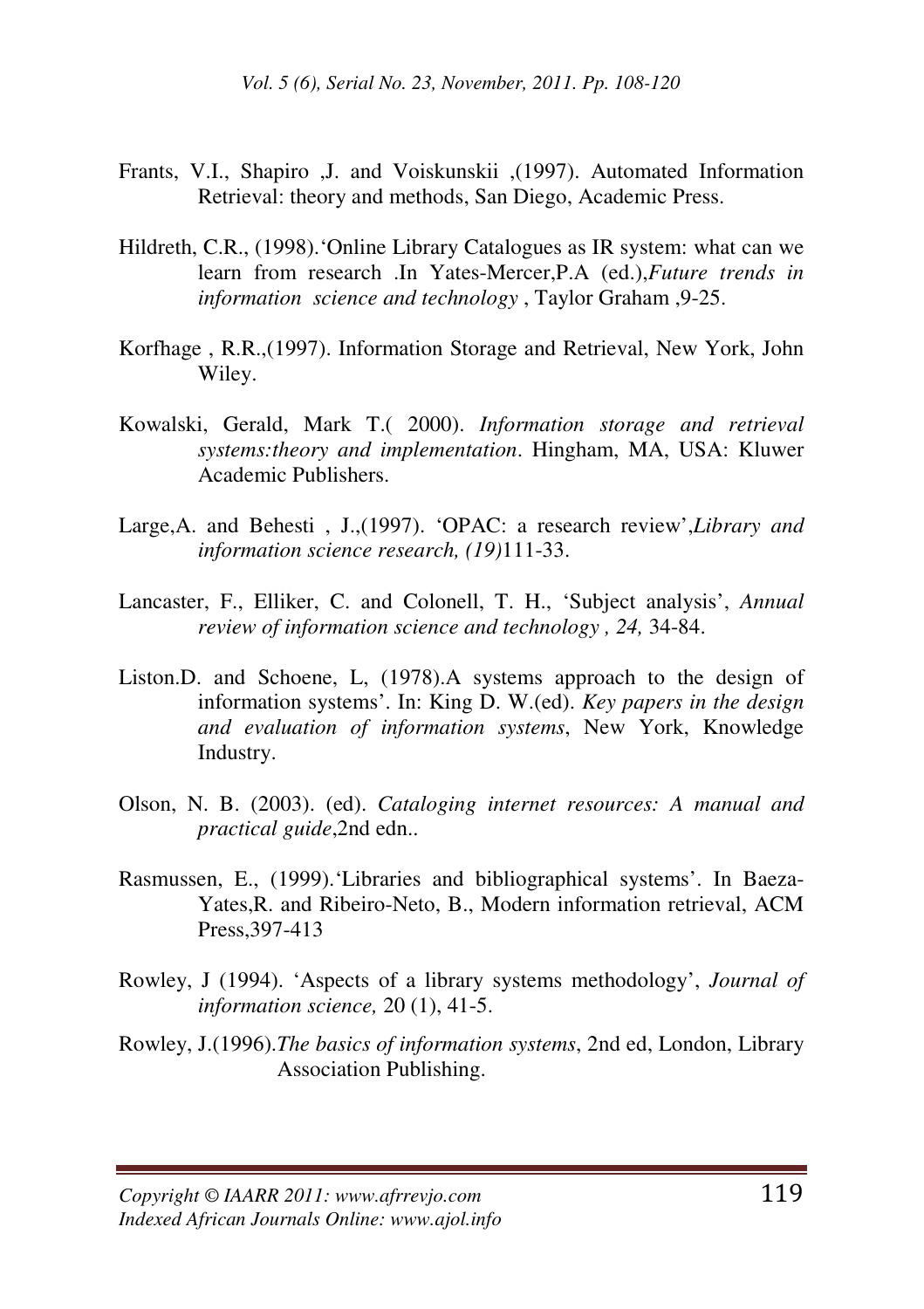Frants, V.I., Shapiro ,J. and Voiskunskii ,(1997). Automated Information Retrieval: theory and methods, San Diego, Academic Press.

Hildreth, C.R., (1998).'Online Library Catalogues as IR system: what can we learn from research .In Yates-Mercer,P.A (ed.),*Future trends in information science and technology* , Taylor Graham ,9-25.

Korfhage , R.R.,(1997). Information Storage and Retrieval, New York, John Wiley.

Kowalski, Gerald, Mark T.( 2000). *Information storage and retrieval systems:theory and implementation*. Hingham, MA, USA: Kluwer Academic Publishers.

Large,A. and Behesti , J.,(1997). 'OPAC: a research review',*Library and information science research, (19)*111-33.

Lancaster, F., Elliker, C. and Colonell, T. H., 'Subject analysis', *Annual review of information science and technology , 24,* 34-84.

Liston.D. and Schoene, L, (1978).A systems approach to the design of information systems'. In: King D. W.(ed). *Key papers in the design and evaluation of information systems*, New York, Knowledge Industry.

Olson, N. B. (2003). (ed). *Cataloging internet resources: A manual and practical guide*,2nd edn..

Rasmussen, E., (1999).'Libraries and bibliographical systems'. In Baeza-Yates,R. and Ribeiro-Neto, B., Modern information retrieval, ACM Press,397-413

Rowley, J (1994). 'Aspects of a library systems methodology', *Journal of information science,* 20 (1), 41-5.

Rowley, J.(1996).*The basics of information systems*, 2nd ed, London, Library Association Publishing.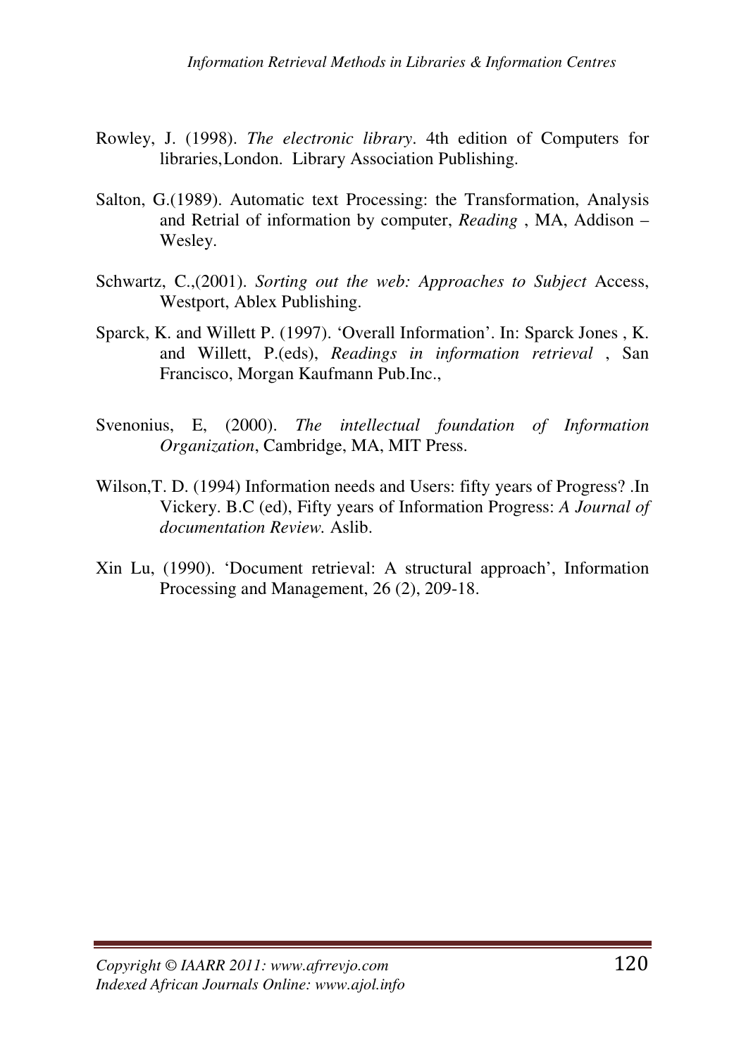Rowley, J. (1998). *The electronic library*. 4th edition of Computers for libraries, London. Library Association Publishing.

Salton, G.(1989). Automatic text Processing: the Transformation, Analysis and Retrial of information by computer, *Reading* , MA, Addison – Wesley.

Schwartz, C.,(2001). *Sorting out the web: Approaches to Subject* Access, Westport, Ablex Publishing.

Sparck, K. and Willett P. (1997). 'Overall Information'. In: Sparck Jones , K. and Willett, P.(eds), *Readings in information retrieval* , San Francisco, Morgan Kaufmann Pub.Inc.,

Svenonius, E, (2000). *The intellectual foundation of Information Organization*, Cambridge, MA, MIT Press.

Wilson,T. D. (1994) Information needs and Users: fifty years of Progress? .In Vickery. B.C (ed), Fifty years of Information Progress: *A Journal of documentation Review.* Aslib.

Xin Lu, (1990). 'Document retrieval: A structural approach', Information Processing and Management, 26 (2), 209-18.